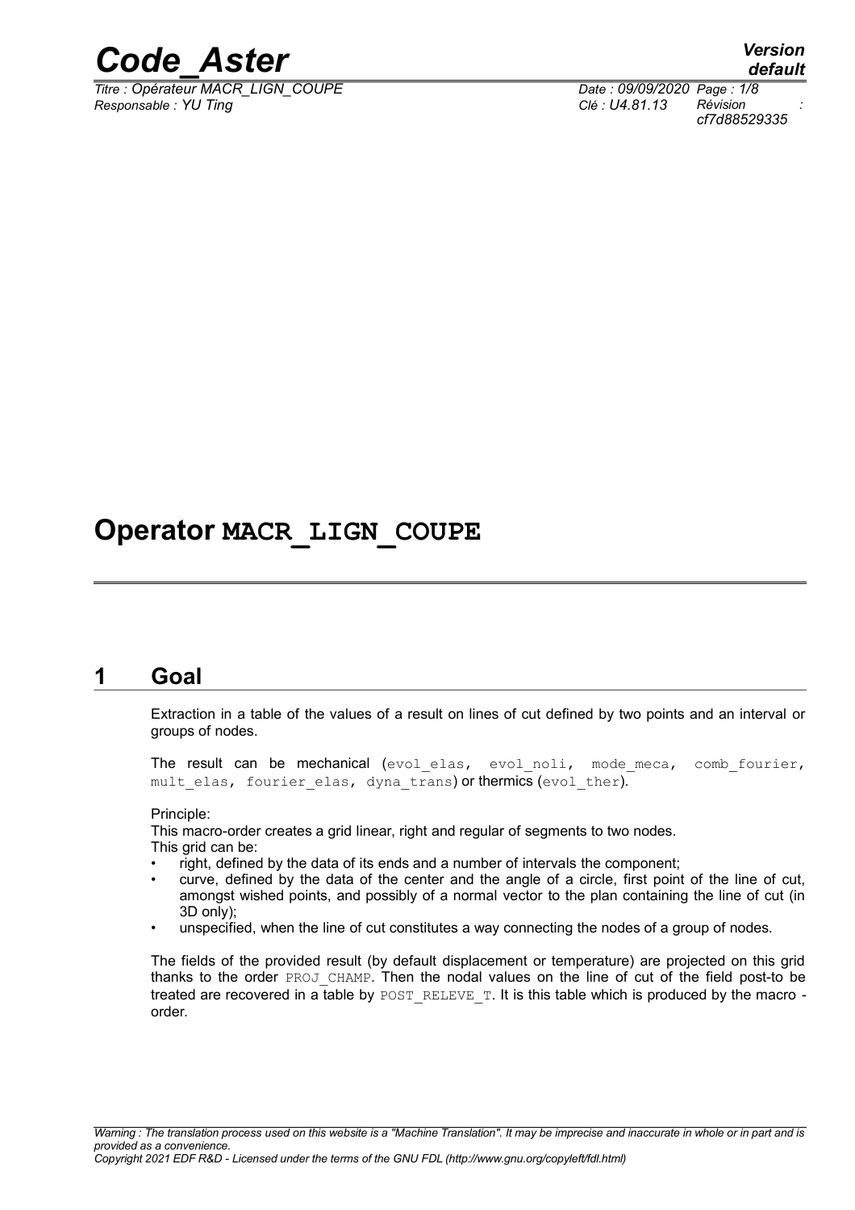# Operator MACR_LIGN_COUPE

## 1 Goal

Extraction in a table of the values of a result on lines of cut defined by two points and an interval or groups of nodes.

The result can be mechanical (evol_elas, evol_noli, mode_meca, comb_fourier, mult_elas, fourier_elas, dyna_trans) or thermics (evol_ther).

Principle:
This macro-order creates a grid linear, right and regular of segments to two nodes.
This grid can be:

- right, defined by the data of its ends and a number of intervals the component;
- curve, defined by the data of the center and the angle of a circle, first point of the line of cut, amongst wished points, and possibly of a normal vector to the plan containing the line of cut (in 3D only);
- unspecified, when the line of cut constitutes a way connecting the nodes of a group of nodes.

The fields of the provided result (by default displacement or temperature) are projected on this grid thanks to the order PROJ_CHAMP. Then the nodal values on the line of cut of the field post-to be treated are recovered in a table by POST_RELEVE_T. It is this table which is produced by the macro - order.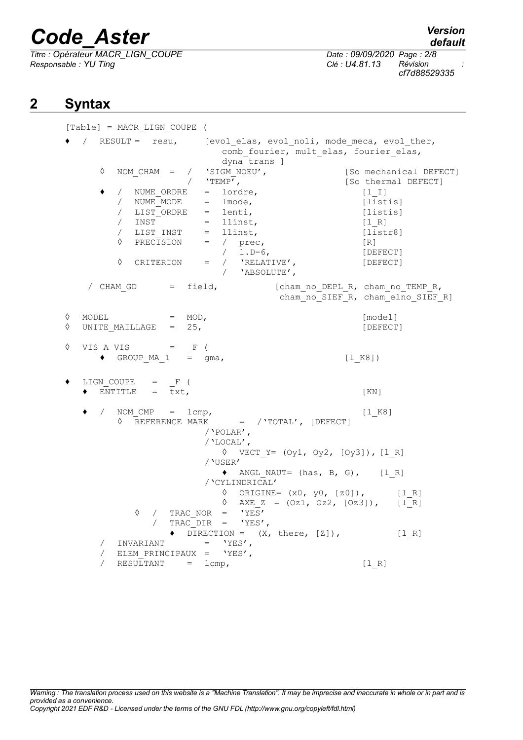## 2 Syntax

```
[Table] = MACR_LIGN_COUPE (

♦  /  RESULT =  resu,      [evol_elas, evol_noli, mode_meca, evol_ther,
                              comb_fourier, mult_elas, fourier_elas,
                              dyna_trans ]
      ◊  NOM_CHAM  =  /  'SIGM_NOEU',             [So mechanical DEFECT]
                      /  'TEMP',                  [So thermal DEFECT]
      ♦  /  NUME_ORDRE   =  lordre,                   [l_I]
         /  NUME_MODE    =  lmode,                    [listis]
         /  LIST_ORDRE   =  lenti,                    [listis]
         /  INST         =  llinst,                   [l_R]
         /  LIST_INST    =  llinst,                   [listr8]
         ◊  PRECISION    =  /  prec,                  [R]
                            /  1.D-6,                 [DEFECT]
         ◊  CRITERION    =  /  'RELATIVE',            [DEFECT]
                            /  'ABSOLUTE',

   / CHAM_GD      =  field,          [cham_no_DEPL_R, cham_no_TEMP_R,
                                      cham_no_SIEF_R, cham_elno_SIEF_R]

◊  MODEL           =  MOD,                               [model]
◊  UNITE_MAILLAGE  =  25,                                [DEFECT]

◊  VIS_A_VIS       =  _F (
     ♦  GROUP_MA_1   =  gma,                         [l_K8])

♦  LIGN_COUPE    =  _F (
   ♦  ENTITLE    =  txt,                                 [KN]

   ♦  /  NOM_CMP   =  lcmp,                              [l_K8]
         ◊  REFERENCE MARK      =  /'TOTAL', [DEFECT]
                              /'POLAR',
                              /'LOCAL',
                                 ◊  VECT_Y= (Oy1, Oy2, [Oy3]), [l_R]
                              /'USER'
                                 ♦  ANGL_NAUT= (has, B, G),    [l_R]
                              /'CYLINDRICAL'
                                 ◊  ORIGINE= (x0, y0, [z0]),      [l_R]
                                 ◊  AXE_Z  = (Oz1, Oz2, [Oz3]),   [l_R]
            ◊  /  TRAC_NOR  =  'YES'
               /  TRAC_DIR  =  'YES',
                  ♦  DIRECTION =  (X, there, [Z]),           [l_R]
      /  INVARIANT       =  'YES',
      /  ELEM_PRINCIPAUX =  'YES',
      /  RESULTANT     =  lcmp,                          [l_R]
```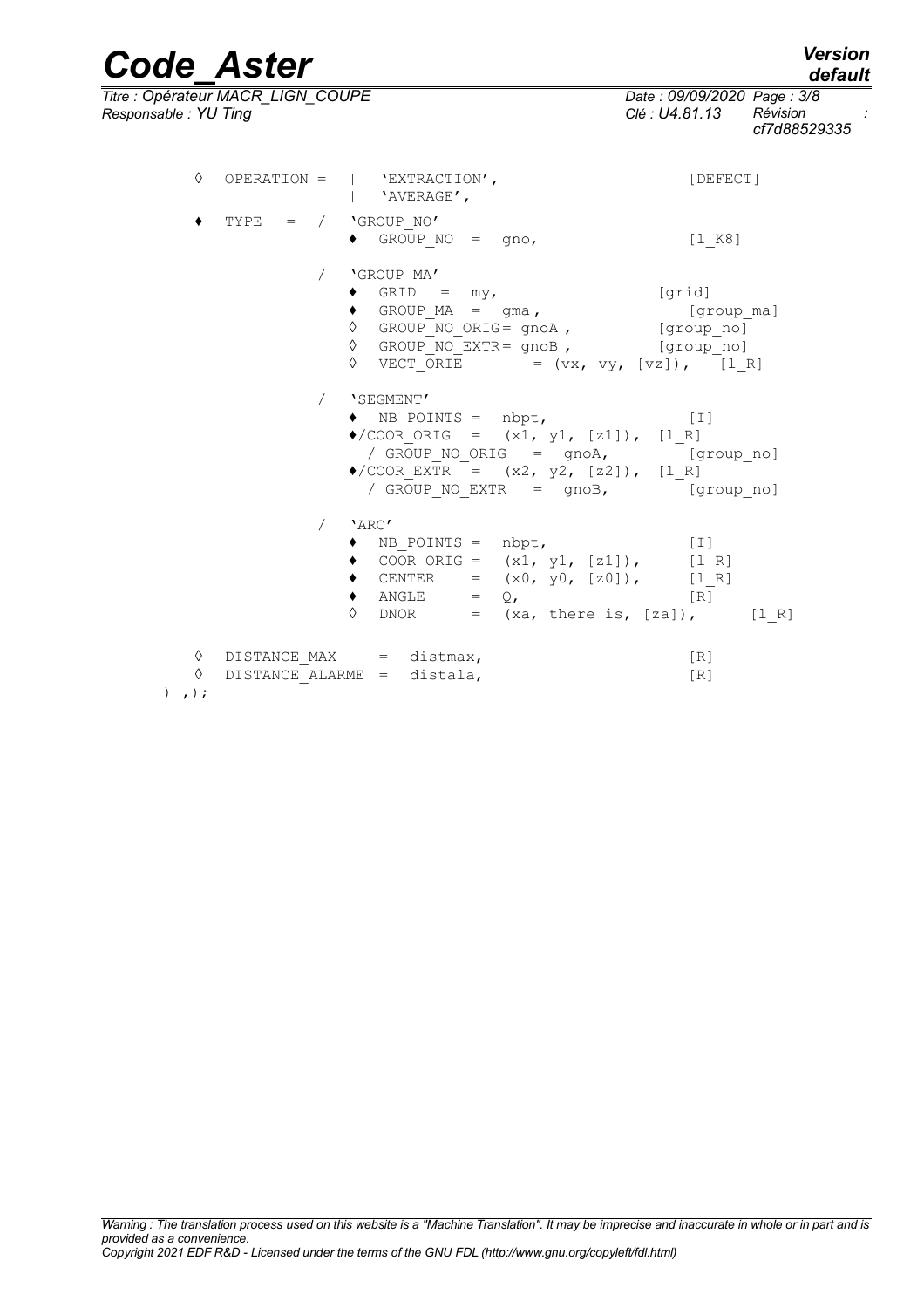```
    ◊  OPERATION =  |  'EXTRACTION',                     [DEFECT]
                    |  'AVERAGE',

    ♦  TYPE   =  /  'GROUP_NO'
                    ♦  GROUP_NO  =  gno,                 [l_K8]

                 /  'GROUP_MA'
                    ♦  GRID   =  my,                     [grid]
                    ♦  GROUP_MA  =  gma ,                  [group_ma]
                    ◊  GROUP_NO_ORIG= gnoA ,             [group_no]
                    ◊  GROUP_NO_EXTR= gnoB ,             [group_no]
                    ◊  VECT_ORIE        = (vx, vy, [vz]),   [l_R]

                 /  'SEGMENT'
                    ♦  NB_POINTS =  nbpt,                [I]
                    ♦/COOR_ORIG  =  (x1, y1, [z1]),  [l_R]
                      / GROUP_NO_ORIG   =  gnoA,           [group_no]
                    ♦/COOR_EXTR  =  (x2, y2, [z2]),  [l_R]
                      / GROUP_NO_EXTR   =  gnoB,           [group_no]

                 /  'ARC'
                    ♦  NB_POINTS =  nbpt,                [I]
                    ♦  COOR_ORIG =  (x1, y1, [z1]),      [l_R]
                    ♦  CENTER    =  (x0, y0, [z0]),      [l_R]
                    ♦  ANGLE     =  Q,                   [R]
                    ◊  DNOR      =  (xa, there is, [za]),      [l_R]

    ◊  DISTANCE_MAX    =  distmax,                       [R]
    ◊  DISTANCE_ALARME =  distala,                       [R]
) ,);
```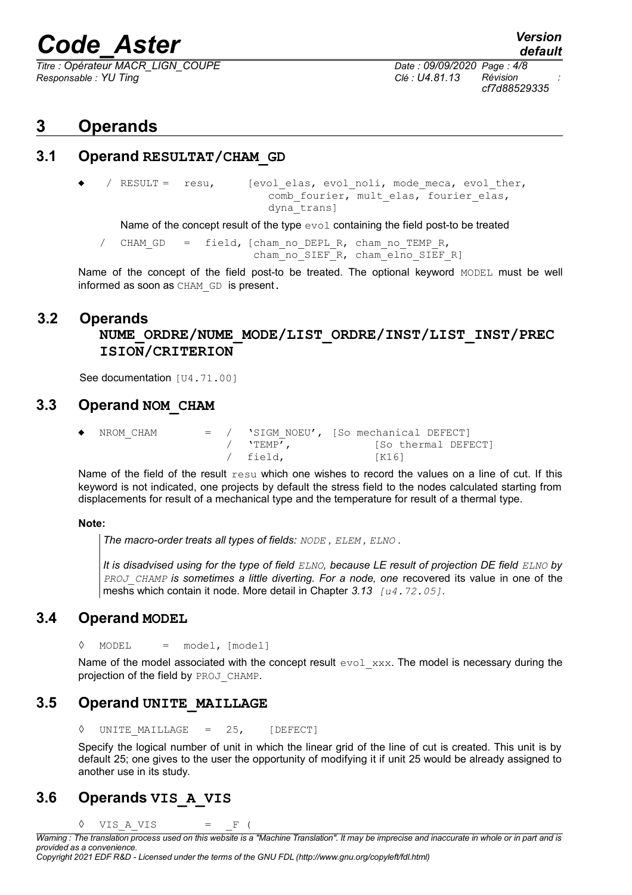# 3 Operands

## 3.1 Operand RESULTAT/CHAM_GD

```
◆   / RESULT =  resu,      [evol_elas, evol_noli, mode_meca, evol_ther,
                               comb_fourier, mult_elas, fourier_elas,
                               dyna_trans]
```

Name of the concept result of the type `evol` containing the field post-to be treated

```
/   CHAM_GD   =  field, [cham_no_DEPL_R, cham_no_TEMP_R,
                         cham_no_SIEF_R, cham_elno_SIEF_R]
```

Name of the concept of the field post-to be treated. The optional keyword `MODEL` must be well informed as soon as `CHAM_GD` is present.

## 3.2 Operands NUME_ORDRE/NUME_MODE/LIST_ORDRE/INST/LIST_INST/PRECISION/CRITERION

See documentation [U4.71.00]

## 3.3 Operand NOM_CHAM

```
◆   NROM_CHAM      =  /  'SIGM_NOEU', [So mechanical DEFECT]
                      /  'TEMP',            [So thermal DEFECT]
                      /  field,             [K16]
```

Name of the field of the result `resu` which one wishes to record the values on a line of cut. If this keyword is not indicated, one projects by default the stress field to the nodes calculated starting from displacements for result of a mechanical type and the temperature for result of a thermal type.

**Note:**

*The macro-order treats all types of fields: NODE , ELEM , ELNO .*

*It is disadvised using for the type of field ELNO, because LE result of projection DE field ELNO by PROJ_CHAMP is sometimes a little diverting. For a node, one* recovered its value in one of the meshs which contain it node. More detail in Chapter *3.13 [u4.72.05]*.

## 3.4 Operand MODEL

```
◊   MODEL     =  model, [model]
```

Name of the model associated with the concept result `evol_xxx`. The model is necessary during the projection of the field by `PROJ_CHAMP`.

## 3.5 Operand UNITE_MAILLAGE

```
◊   UNITE_MAILLAGE   =  25,     [DEFECT]
```

Specify the logical number of unit in which the linear grid of the line of cut is created. This unit is by default 25; one gives to the user the opportunity of modifying it if unit 25 would be already assigned to another use in its study.

## 3.6 Operands VIS_A_VIS

```
◊   VIS_A_VIS        =   _F (
```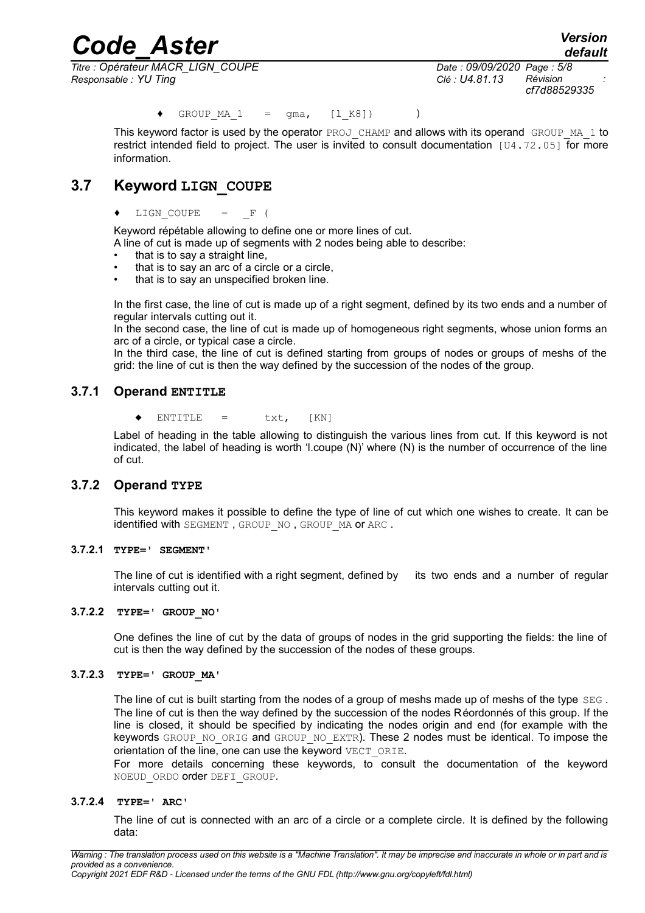♦ GROUP_MA_1 = gma, [l_K8]) )

This keyword factor is used by the operator PROJ_CHAMP and allows with its operand GROUP_MA_1 to restrict intended field to project. The user is invited to consult documentation [U4.72.05] for more information.

## 3.7 Keyword LIGN_COUPE

♦ LIGN_COUPE = _F (

Keyword répétable allowing to define one or more lines of cut.

A line of cut is made up of segments with 2 nodes being able to describe:

- that is to say a straight line,
- that is to say an arc of a circle or a circle,
- that is to say an unspecified broken line.

In the first case, the line of cut is made up of a right segment, defined by its two ends and a number of regular intervals cutting out it.

In the second case, the line of cut is made up of homogeneous right segments, whose union forms an arc of a circle, or typical case a circle.

In the third case, the line of cut is defined starting from groups of nodes or groups of meshs of the grid: the line of cut is then the way defined by the succession of the nodes of the group.

### 3.7.1 Operand ENTITLE

◆ ENTITLE = txt, [KN]

Label of heading in the table allowing to distinguish the various lines from cut. If this keyword is not indicated, the label of heading is worth 'l.coupe (N)' where (N) is the number of occurrence of the line of cut.

### 3.7.2 Operand TYPE

This keyword makes it possible to define the type of line of cut which one wishes to create. It can be identified with SEGMENT , GROUP_NO , GROUP_MA or ARC .

#### 3.7.2.1 TYPE=' SEGMENT'

The line of cut is identified with a right segment, defined by its two ends and a number of regular intervals cutting out it.

#### 3.7.2.2 TYPE=' GROUP_NO'

One defines the line of cut by the data of groups of nodes in the grid supporting the fields: the line of cut is then the way defined by the succession of the nodes of these groups.

#### 3.7.2.3 TYPE=' GROUP_MA'

The line of cut is built starting from the nodes of a group of meshs made up of meshs of the type SEG . The line of cut is then the way defined by the succession of the nodes Réordonnés of this group. If the line is closed, it should be specified by indicating the nodes origin and end (for example with the keywords GROUP_NO_ORIG and GROUP_NO_EXTR). These 2 nodes must be identical. To impose the orientation of the line, one can use the keyword VECT_ORIE.

For more details concerning these keywords, to consult the documentation of the keyword NOEUD_ORDO order DEFI_GROUP.

#### 3.7.2.4 TYPE=' ARC'

The line of cut is connected with an arc of a circle or a complete circle. It is defined by the following data: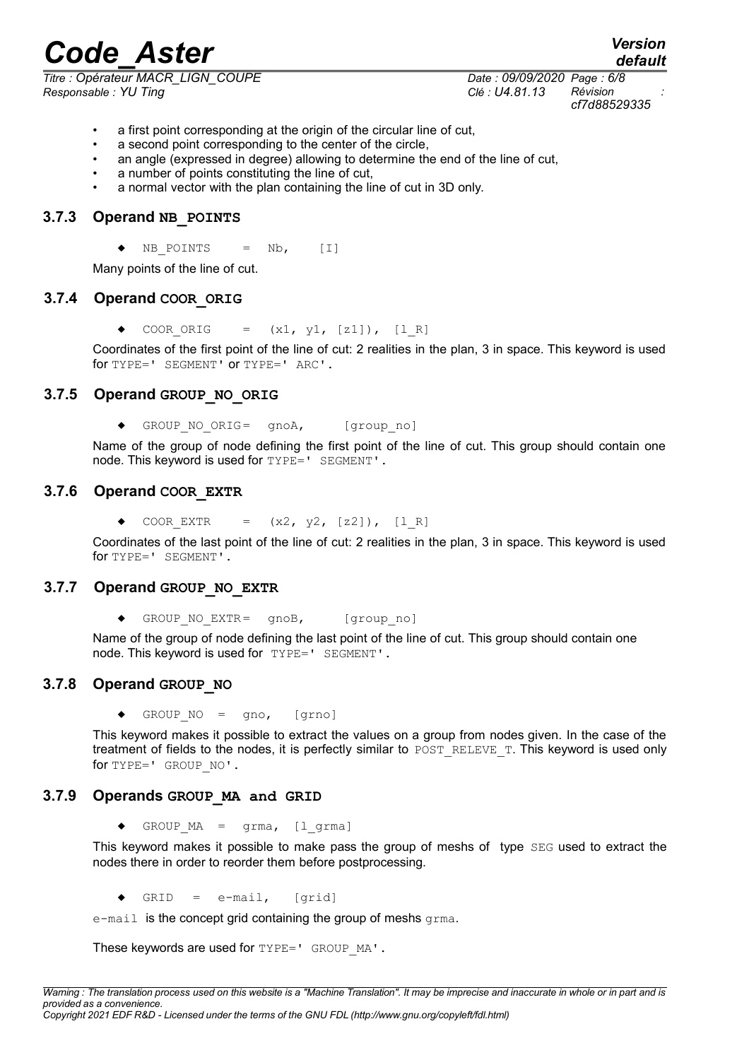- a first point corresponding at the origin of the circular line of cut,
- a second point corresponding to the center of the circle,
- an angle (expressed in degree) allowing to determine the end of the line of cut,
- a number of points constituting the line of cut,
- a normal vector with the plan containing the line of cut in 3D only.

### 3.7.3 Operand NB_POINTS

◆ NB_POINTS = Nb, [I]

Many points of the line of cut.

### 3.7.4 Operand COOR_ORIG

◆ COOR_ORIG = (x1, y1, [z1]), [l_R]

Coordinates of the first point of the line of cut: 2 realities in the plan, 3 in space. This keyword is used for TYPE=' SEGMENT' or TYPE=' ARC'.

### 3.7.5 Operand GROUP_NO_ORIG

◆ GROUP_NO_ORIG= gnoA, [group_no]

Name of the group of node defining the first point of the line of cut. This group should contain one node. This keyword is used for TYPE=' SEGMENT'.

### 3.7.6 Operand COOR_EXTR

◆ COOR_EXTR = (x2, y2, [z2]), [l_R]

Coordinates of the last point of the line of cut: 2 realities in the plan, 3 in space. This keyword is used for TYPE=' SEGMENT'.

### 3.7.7 Operand GROUP_NO_EXTR

◆ GROUP_NO_EXTR= gnoB, [group_no]

Name of the group of node defining the last point of the line of cut. This group should contain one node. This keyword is used for TYPE=' SEGMENT'.

### 3.7.8 Operand GROUP_NO

◆ GROUP_NO = gno, [grno]

This keyword makes it possible to extract the values on a group from nodes given. In the case of the treatment of fields to the nodes, it is perfectly similar to POST_RELEVE_T. This keyword is used only for TYPE=' GROUP_NO'.

### 3.7.9 Operands GROUP_MA and GRID

◆ GROUP_MA = grma, [l_grma]

This keyword makes it possible to make pass the group of meshs of type SEG used to extract the nodes there in order to reorder them before postprocessing.

◆ GRID = e-mail, [grid]

e-mail is the concept grid containing the group of meshs grma.

These keywords are used for TYPE=' GROUP_MA'.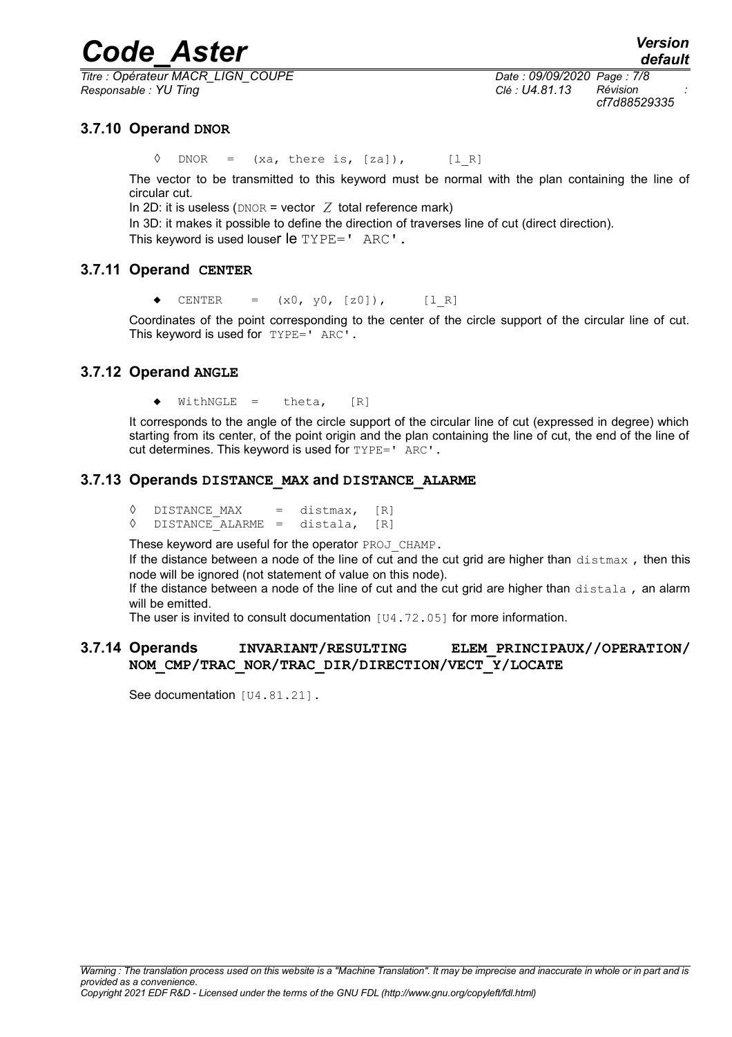### 3.7.10 Operand DNOR

```
◊  DNOR   =  (xa, there is, [za]),      [l_R]
```

The vector to be transmitted to this keyword must be normal with the plan containing the line of circular cut.

In 2D: it is useless (DNOR = vector $Z$ total reference mark)

In 3D: it makes it possible to define the direction of traverses line of cut (direct direction).

This keyword is used louser le TYPE=' ARC'.

### 3.7.11 Operand CENTER

```
♦  CENTER   =  (x0, y0, [z0]),      [l_R]
```

Coordinates of the point corresponding to the center of the circle support of the circular line of cut. This keyword is used for TYPE=' ARC'.

### 3.7.12 Operand ANGLE

```
♦  WithNGLE  =   theta,    [R]
```

It corresponds to the angle of the circle support of the circular line of cut (expressed in degree) which starting from its center, of the point origin and the plan containing the line of cut, the end of the line of cut determines. This keyword is used for TYPE=' ARC'.

### 3.7.13 Operands DISTANCE_MAX and DISTANCE_ALARME

```
◊  DISTANCE_MAX     =  distmax,  [R]
◊  DISTANCE_ALARME  =  distala,  [R]
```

These keyword are useful for the operator PROJ_CHAMP.

If the distance between a node of the line of cut and the cut grid are higher than distmax , then this node will be ignored (not statement of value on this node).

If the distance between a node of the line of cut and the cut grid are higher than distala , an alarm will be emitted.

The user is invited to consult documentation [U4.72.05] for more information.

### 3.7.14 Operands INVARIANT/RESULTING ELEM_PRINCIPAUX//OPERATION/ NOM_CMP/TRAC_NOR/TRAC_DIR/DIRECTION/VECT_Y/LOCATE

See documentation [U4.81.21].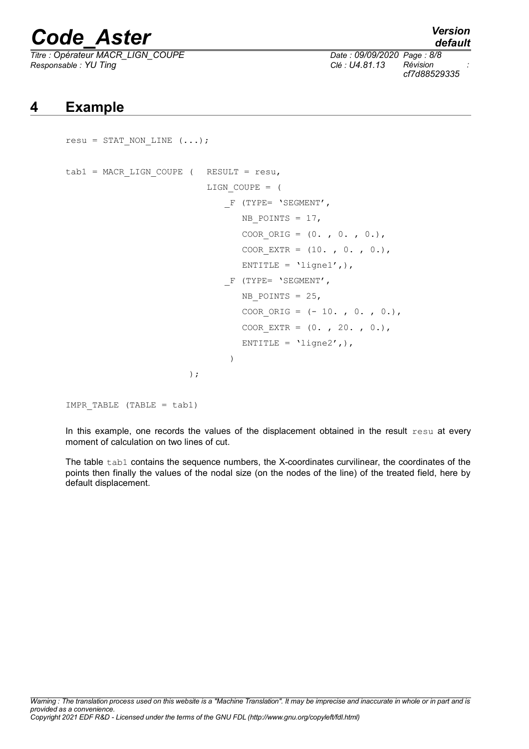# 4 Example

```
resu = STAT_NON_LINE (...);

tab1 = MACR_LIGN_COUPE (  RESULT = resu,
                          LIGN_COUPE = (
                             _F (TYPE= 'SEGMENT',
                                NB_POINTS = 17,
                                COOR_ORIG = (0. , 0. , 0.),
                                COOR_EXTR = (10. , 0. , 0.),
                                ENTITLE = 'ligne1',),
                             _F (TYPE= 'SEGMENT',
                                NB_POINTS = 25,
                                COOR_ORIG = (- 10. , 0. , 0.),
                                COOR_EXTR = (0. , 20. , 0.),
                                ENTITLE = 'ligne2',),
                             )
                       );

IMPR_TABLE (TABLE = tab1)
```

In this example, one records the values of the displacement obtained in the result `resu` at every moment of calculation on two lines of cut.

The table `tab1` contains the sequence numbers, the X-coordinates curvilinear, the coordinates of the points then finally the values of the nodal size (on the nodes of the line) of the treated field, here by default displacement.